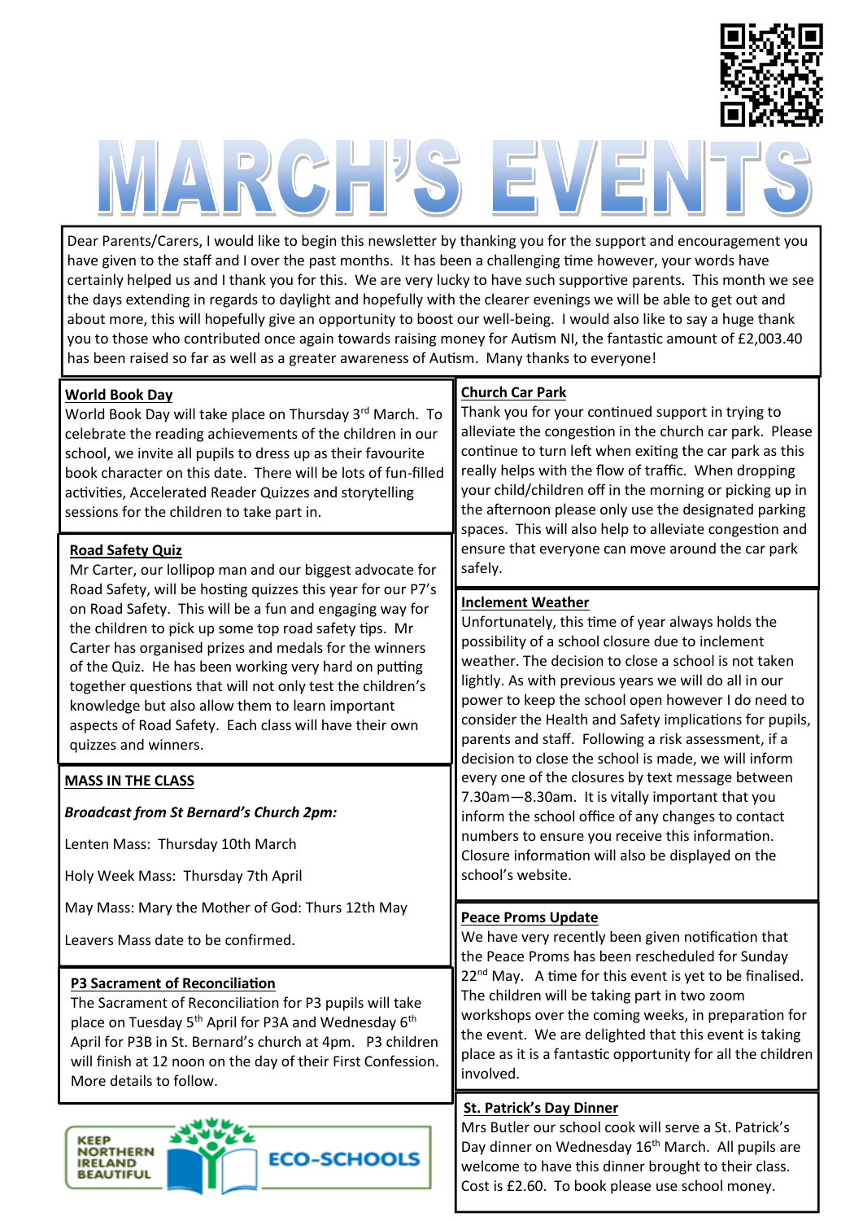# MARCH'S EVENTS

Dear Parents/Carers, I would like to begin this newsletter by thanking you for the support and encouragement you have given to the staff and I over the past months. It has been a challenging time however, your words have certainly helped us and I thank you for this. We are very lucky to have such supportive parents. This month we see the days extending in regards to daylight and hopefully with the clearer evenings we will be able to get out and about more, this will hopefully give an opportunity to boost our well-being. I would also like to say a huge thank you to those who contributed once again towards raising money for Autism NI, the fantastic amount of £2,003.40 has been raised so far as well as a greater awareness of Autism. Many thanks to everyone!

## World Book Day

World Book Day will take place on Thursday 3rd March. To celebrate the reading achievements of the children in our school, we invite all pupils to dress up as their favourite book character on this date. There will be lots of fun-filled activities, Accelerated Reader Quizzes and storytelling sessions for the children to take part in.

## Road Safety Quiz

Mr Carter, our lollipop man and our biggest advocate for Road Safety, will be hosting quizzes this year for our P7's on Road Safety. This will be a fun and engaging way for the children to pick up some top road safety tips. Mr Carter has organised prizes and medals for the winners of the Quiz. He has been working very hard on putting together questions that will not only test the children's knowledge but also allow them to learn important aspects of Road Safety. Each class will have their own quizzes and winners.

## MASS IN THE CLASS

***Broadcast from St Bernard's Church 2pm:***

Lenten Mass: Thursday 10th March

Holy Week Mass: Thursday 7th April

May Mass: Mary the Mother of God: Thurs 12th May

Leavers Mass date to be confirmed.

## P3 Sacrament of Reconciliation

The Sacrament of Reconciliation for P3 pupils will take place on Tuesday 5th April for P3A and Wednesday 6th April for P3B in St. Bernard's church at 4pm. P3 children will finish at 12 noon on the day of their First Confession. More details to follow.

KEEP NORTHERN IRELAND BEAUTIFUL — ECO-SCHOOLS

## Church Car Park

Thank you for your continued support in trying to alleviate the congestion in the church car park. Please continue to turn left when exiting the car park as this really helps with the flow of traffic. When dropping your child/children off in the morning or picking up in the afternoon please only use the designated parking spaces. This will also help to alleviate congestion and ensure that everyone can move around the car park safely.

## Inclement Weather

Unfortunately, this time of year always holds the possibility of a school closure due to inclement weather. The decision to close a school is not taken lightly. As with previous years we will do all in our power to keep the school open however I do need to consider the Health and Safety implications for pupils, parents and staff. Following a risk assessment, if a decision to close the school is made, we will inform every one of the closures by text message between 7.30am—8.30am. It is vitally important that you inform the school office of any changes to contact numbers to ensure you receive this information. Closure information will also be displayed on the school's website.

## Peace Proms Update

We have very recently been given notification that the Peace Proms has been rescheduled for Sunday 22nd May. A time for this event is yet to be finalised. The children will be taking part in two zoom workshops over the coming weeks, in preparation for the event. We are delighted that this event is taking place as it is a fantastic opportunity for all the children involved.

## St. Patrick's Day Dinner

Mrs Butler our school cook will serve a St. Patrick's Day dinner on Wednesday 16th March. All pupils are welcome to have this dinner brought to their class. Cost is £2.60. To book please use school money.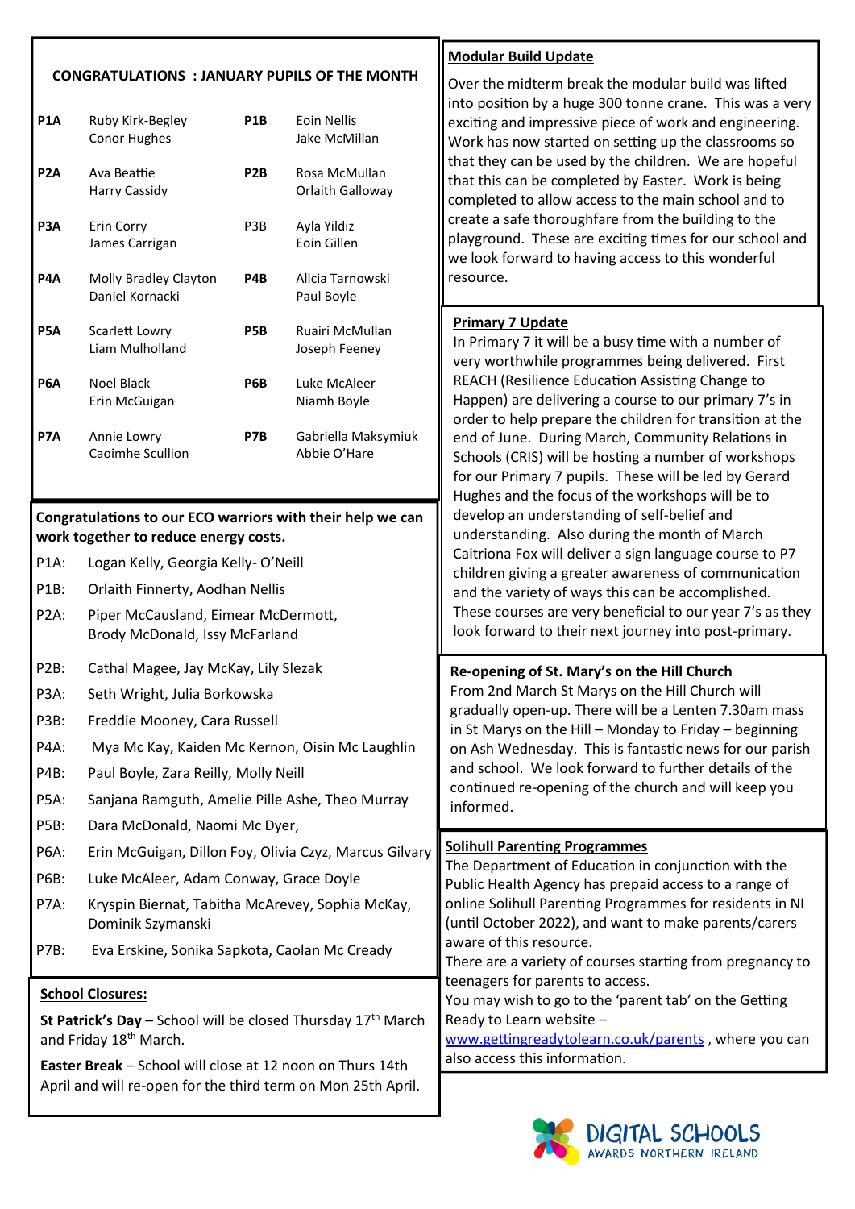## CONGRATULATIONS : JANUARY PUPILS OF THE MONTH

| | | | |
|---|---|---|---|
| **P1A** | Ruby Kirk-Begley<br>Conor Hughes | **P1B** | Eoin Nellis<br>Jake McMillan |
| **P2A** | Ava Beattie<br>Harry Cassidy | **P2B** | Rosa McMullan<br>Orlaith Galloway |
| **P3A** | Erin Corry<br>James Carrigan | P3B | Ayla Yildiz<br>Eoin Gillen |
| **P4A** | Molly Bradley Clayton<br>Daniel Kornacki | **P4B** | Alicia Tarnowski<br>Paul Boyle |
| **P5A** | Scarlett Lowry<br>Liam Mulholland | **P5B** | Ruairi McMullan<br>Joseph Feeney |
| **P6A** | Noel Black<br>Erin McGuigan | **P6B** | Luke McAleer<br>Niamh Boyle |
| **P7A** | Annie Lowry<br>Caoimhe Scullion | **P7B** | Gabriella Maksymiuk<br>Abbie O'Hare |

**Congratulations to our ECO warriors with their help we can work together to reduce energy costs.**

P1A: Logan Kelly, Georgia Kelly- O'Neill

P1B: Orlaith Finnerty, Aodhan Nellis

P2A: Piper McCausland, Eimear McDermott, Brody McDonald, Issy McFarland

P2B: Cathal Magee, Jay McKay, Lily Slezak

P3A: Seth Wright, Julia Borkowska

P3B: Freddie Mooney, Cara Russell

P4A: Mya Mc Kay, Kaiden Mc Kernon, Oisin Mc Laughlin

P4B: Paul Boyle, Zara Reilly, Molly Neill

P5A: Sanjana Ramguth, Amelie Pille Ashe, Theo Murray

P5B: Dara McDonald, Naomi Mc Dyer,

P6A: Erin McGuigan, Dillon Foy, Olivia Czyz, Marcus Gilvary

P6B: Luke McAleer, Adam Conway, Grace Doyle

P7A: Kryspin Biernat, Tabitha McArevey, Sophia McKay, Dominik Szymanski

P7B: Eva Erskine, Sonika Sapkota, Caolan Mc Cready

**School Closures:**

**St Patrick's Day** – School will be closed Thursday 17th March and Friday 18th March.

**Easter Break** – School will close at 12 noon on Thurs 14th April and will re-open for the third term on Mon 25th April.

**Modular Build Update**

Over the midterm break the modular build was lifted into position by a huge 300 tonne crane. This was a very exciting and impressive piece of work and engineering. Work has now started on setting up the classrooms so that they can be used by the children. We are hopeful that this can be completed by Easter. Work is being completed to allow access to the main school and to create a safe thoroughfare from the building to the playground. These are exciting times for our school and we look forward to having access to this wonderful resource.

**Primary 7 Update**

In Primary 7 it will be a busy time with a number of very worthwhile programmes being delivered. First REACH (Resilience Education Assisting Change to Happen) are delivering a course to our primary 7's in order to help prepare the children for transition at the end of June. During March, Community Relations in Schools (CRIS) will be hosting a number of workshops for our Primary 7 pupils. These will be led by Gerard Hughes and the focus of the workshops will be to develop an understanding of self-belief and understanding. Also during the month of March Caitriona Fox will deliver a sign language course to P7 children giving a greater awareness of communication and the variety of ways this can be accomplished. These courses are very beneficial to our year 7's as they look forward to their next journey into post-primary.

**Re-opening of St. Mary's on the Hill Church**

From 2nd March St Marys on the Hill Church will gradually open-up. There will be a Lenten 7.30am mass in St Marys on the Hill – Monday to Friday – beginning on Ash Wednesday. This is fantastic news for our parish and school. We look forward to further details of the continued re-opening of the church and will keep you informed.

**Solihull Parenting Programmes**

The Department of Education in conjunction with the Public Health Agency has prepaid access to a range of online Solihull Parenting Programmes for residents in NI (until October 2022), and want to make parents/carers aware of this resource.

There are a variety of courses starting from pregnancy to teenagers for parents to access.

You may wish to go to the 'parent tab' on the Getting Ready to Learn website – www.gettingreadytolearn.co.uk/parents , where you can also access this information.

DIGITAL SCHOOLS AWARDS NORTHERN IRELAND